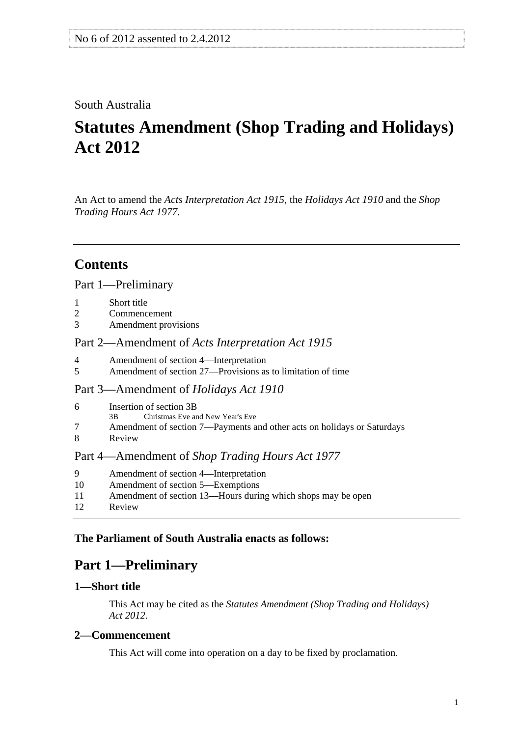No 6 of 2012 assented to 2.4.2012

South Australia

# Statutes Amendment (Shop Trading and Holidays) Act 2012

An Act to amend the *Acts Interpretation Act 1915*, the *Holidays Act 1910* and the *Shop Trading Hours Act 1977*.

## Contents

Part 1—Preliminary

1 Short title
2 Commencement
3 Amendment provisions

Part 2—Amendment of *Acts Interpretation Act 1915*

4 Amendment of section 4—Interpretation
5 Amendment of section 27—Provisions as to limitation of time

Part 3—Amendment of *Holidays Act 1910*

6 Insertion of section 3B
 3B Christmas Eve and New Year's Eve
7 Amendment of section 7—Payments and other acts on holidays or Saturdays
8 Review

Part 4—Amendment of *Shop Trading Hours Act 1977*

9 Amendment of section 4—Interpretation
10 Amendment of section 5—Exemptions
11 Amendment of section 13—Hours during which shops may be open
12 Review

**The Parliament of South Australia enacts as follows:**

## Part 1—Preliminary

### 1—Short title

This Act may be cited as the *Statutes Amendment (Shop Trading and Holidays) Act 2012*.

### 2—Commencement

This Act will come into operation on a day to be fixed by proclamation.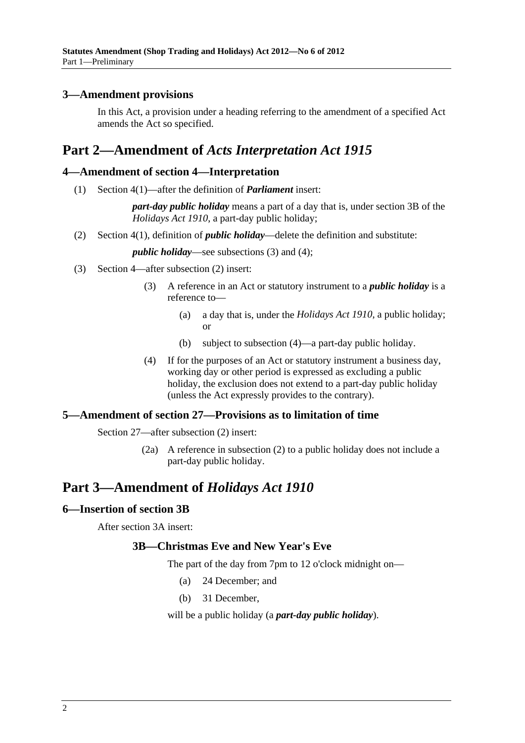### 3—Amendment provisions

In this Act, a provision under a heading referring to the amendment of a specified Act amends the Act so specified.

## Part 2—Amendment of *Acts Interpretation Act 1915*

### 4—Amendment of section 4—Interpretation

(1) Section 4(1)—after the definition of ***Parliament*** insert:

> ***part-day public holiday*** means a part of a day that is, under section 3B of the *Holidays Act 1910*, a part-day public holiday;

(2) Section 4(1), definition of ***public holiday***—delete the definition and substitute:

> ***public holiday***—see subsections (3) and (4);

(3) Section 4—after subsection (2) insert:

> (3) A reference in an Act or statutory instrument to a ***public holiday*** is a reference to—
>
> (a) a day that is, under the *Holidays Act 1910*, a public holiday; or
>
> (b) subject to subsection (4)—a part-day public holiday.
>
> (4) If for the purposes of an Act or statutory instrument a business day, working day or other period is expressed as excluding a public holiday, the exclusion does not extend to a part-day public holiday (unless the Act expressly provides to the contrary).

### 5—Amendment of section 27—Provisions as to limitation of time

Section 27—after subsection (2) insert:

> (2a) A reference in subsection (2) to a public holiday does not include a part-day public holiday.

## Part 3—Amendment of *Holidays Act 1910*

### 6—Insertion of section 3B

After section 3A insert:

> #### 3B—Christmas Eve and New Year's Eve
>
> The part of the day from 7pm to 12 o'clock midnight on—
>
> (a) 24 December; and
>
> (b) 31 December,
>
> will be a public holiday (a ***part-day public holiday***).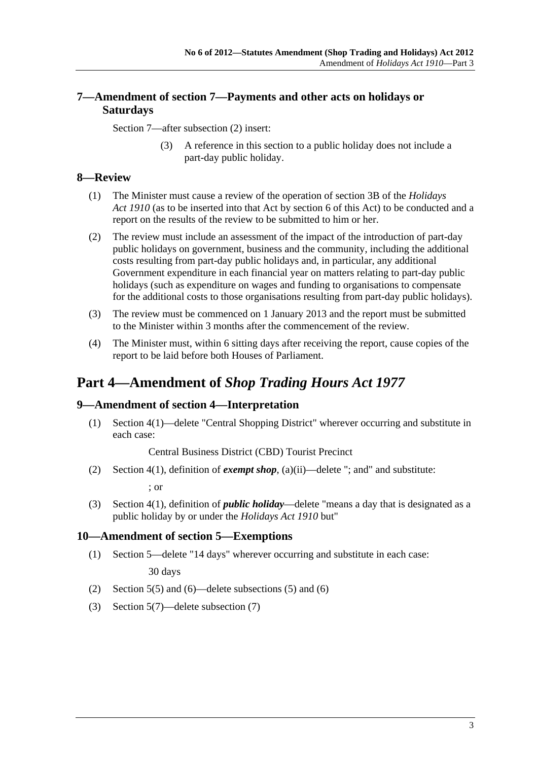## 7—Amendment of section 7—Payments and other acts on holidays or Saturdays

Section 7—after subsection (2) insert:

> (3) A reference in this section to a public holiday does not include a part-day public holiday.

## 8—Review

(1) The Minister must cause a review of the operation of section 3B of the *Holidays Act 1910* (as to be inserted into that Act by section 6 of this Act) to be conducted and a report on the results of the review to be submitted to him or her.

(2) The review must include an assessment of the impact of the introduction of part-day public holidays on government, business and the community, including the additional costs resulting from part-day public holidays and, in particular, any additional Government expenditure in each financial year on matters relating to part-day public holidays (such as expenditure on wages and funding to organisations to compensate for the additional costs to those organisations resulting from part-day public holidays).

(3) The review must be commenced on 1 January 2013 and the report must be submitted to the Minister within 3 months after the commencement of the review.

(4) The Minister must, within 6 sitting days after receiving the report, cause copies of the report to be laid before both Houses of Parliament.

# Part 4—Amendment of *Shop Trading Hours Act 1977*

## 9—Amendment of section 4—Interpretation

(1) Section 4(1)—delete "Central Shopping District" wherever occurring and substitute in each case:

> Central Business District (CBD) Tourist Precinct

(2) Section 4(1), definition of ***exempt shop***, (a)(ii)—delete "; and" and substitute:

> ; or

(3) Section 4(1), definition of ***public holiday***—delete "means a day that is designated as a public holiday by or under the *Holidays Act 1910* but"

## 10—Amendment of section 5—Exemptions

(1) Section 5—delete "14 days" wherever occurring and substitute in each case:

> 30 days

(2) Section 5(5) and (6)—delete subsections (5) and (6)

(3) Section 5(7)—delete subsection (7)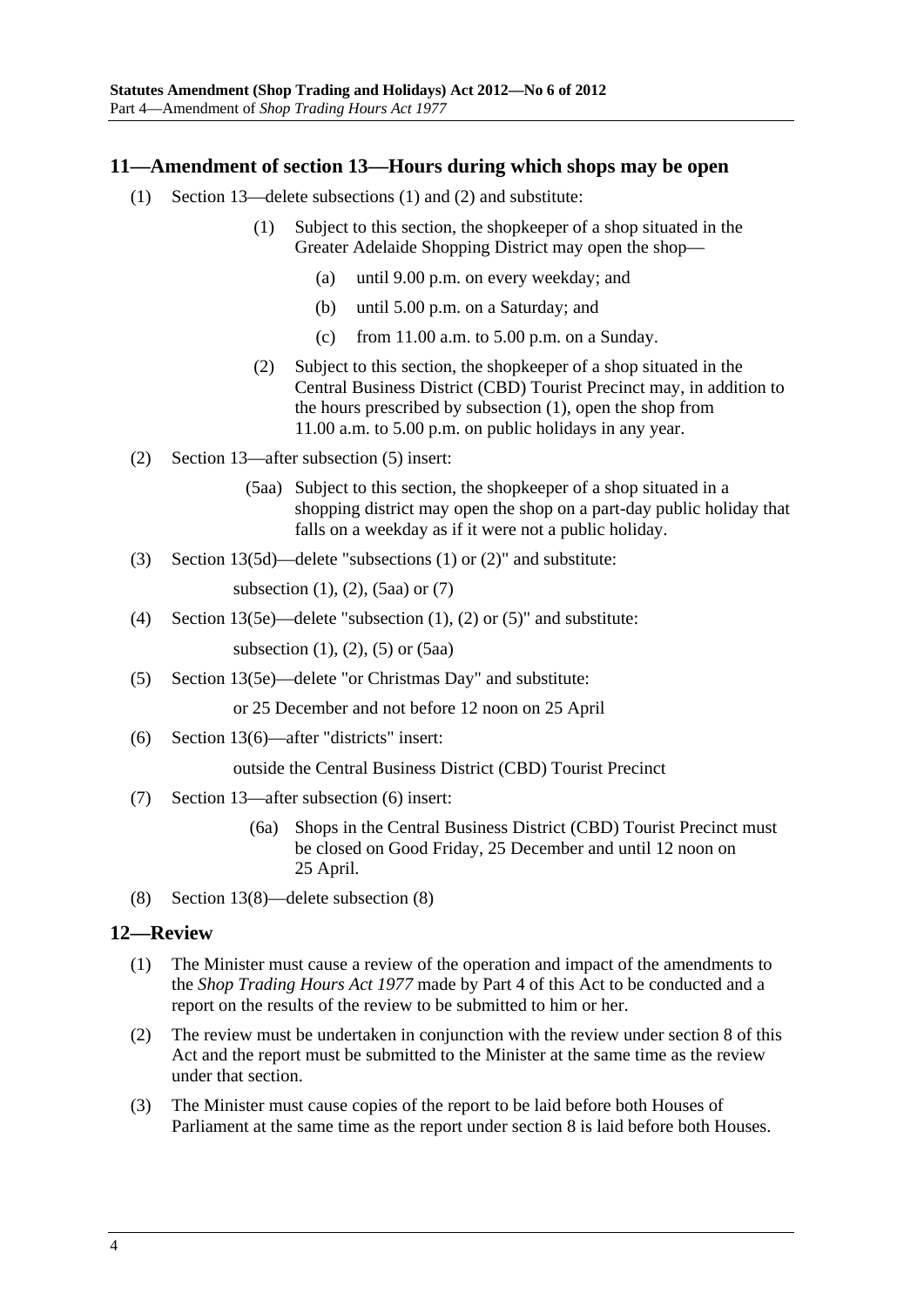## 11—Amendment of section 13—Hours during which shops may be open

(1) Section 13—delete subsections (1) and (2) and substitute:

> (1) Subject to this section, the shopkeeper of a shop situated in the Greater Adelaide Shopping District may open the shop—
>
> > (a) until 9.00 p.m. on every weekday; and
> >
> > (b) until 5.00 p.m. on a Saturday; and
> >
> > (c) from 11.00 a.m. to 5.00 p.m. on a Sunday.
>
> (2) Subject to this section, the shopkeeper of a shop situated in the Central Business District (CBD) Tourist Precinct may, in addition to the hours prescribed by subsection (1), open the shop from 11.00 a.m. to 5.00 p.m. on public holidays in any year.

(2) Section 13—after subsection (5) insert:

> (5aa) Subject to this section, the shopkeeper of a shop situated in a shopping district may open the shop on a part-day public holiday that falls on a weekday as if it were not a public holiday.

(3) Section 13(5d)—delete "subsections (1) or (2)" and substitute:

> subsection (1), (2), (5aa) or (7)

(4) Section 13(5e)—delete "subsection (1), (2) or (5)" and substitute:

> subsection (1), (2), (5) or (5aa)

(5) Section 13(5e)—delete "or Christmas Day" and substitute:

> or 25 December and not before 12 noon on 25 April

(6) Section 13(6)—after "districts" insert:

> outside the Central Business District (CBD) Tourist Precinct

(7) Section 13—after subsection (6) insert:

> (6a) Shops in the Central Business District (CBD) Tourist Precinct must be closed on Good Friday, 25 December and until 12 noon on 25 April.

(8) Section 13(8)—delete subsection (8)

## 12—Review

(1) The Minister must cause a review of the operation and impact of the amendments to the *Shop Trading Hours Act 1977* made by Part 4 of this Act to be conducted and a report on the results of the review to be submitted to him or her.

(2) The review must be undertaken in conjunction with the review under section 8 of this Act and the report must be submitted to the Minister at the same time as the review under that section.

(3) The Minister must cause copies of the report to be laid before both Houses of Parliament at the same time as the report under section 8 is laid before both Houses.